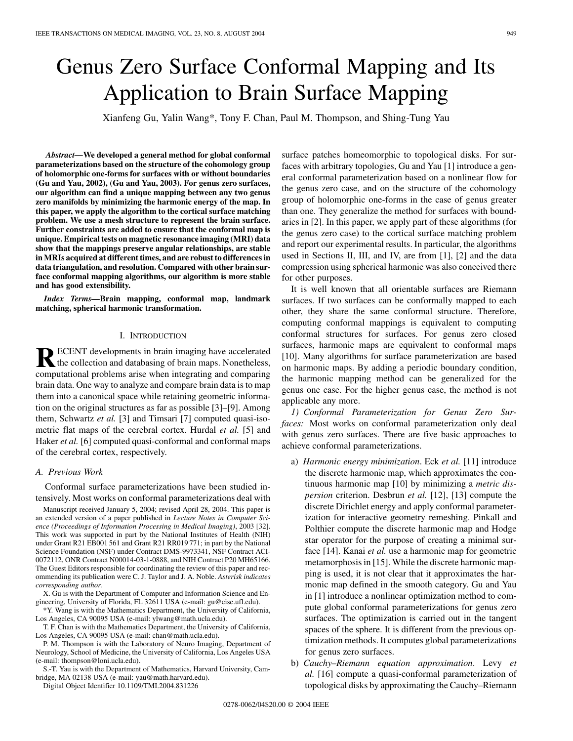# Genus Zero Surface Conformal Mapping and Its Application to Brain Surface Mapping

Xianfeng Gu, Yalin Wang*, Tony F. Chan, Paul M. Thompson, and Shing-Tung Yau

***Abstract*—We developed a general method for global conformal parameterizations based on the structure of the cohomology group of holomorphic one-forms for surfaces with or without boundaries (Gu and Yau, 2002), (Gu and Yau, 2003). For genus zero surfaces, our algorithm can find a unique mapping between any two genus zero manifolds by minimizing the harmonic energy of the map. In this paper, we apply the algorithm to the cortical surface matching problem. We use a mesh structure to represent the brain surface. Further constraints are added to ensure that the conformal map is unique. Empirical tests on magnetic resonance imaging (MRI) data show that the mappings preserve angular relationships, are stable in MRIs acquired at different times, and are robust to differences in data triangulation, and resolution. Compared with other brain surface conformal mapping algorithms, our algorithm is more stable and has good extensibility.**

***Index Terms*—Brain mapping, conformal map, landmark matching, spherical harmonic transformation.**

Manuscript received January 5, 2004; revised April 28, 2004. This paper is an extended version of a paper published in *Lecture Notes in Computer Science (Proceedings of Information Processing in Medical Imaging)*, 2003 [32]. This work was supported in part by the National Institutes of Health (NIH) under Grant R21 EB001 561 and Grant R21 RR019 771; in part by the National Science Foundation (NSF) under Contract DMS-9973341, NSF Contract ACI-0072112, ONR Contract N00014-03-1-0888, and NIH Contract P20 MH65166. The Guest Editors responsible for coordinating the review of this paper and recommending its publication were C. J. Taylor and J. A. Noble. *Asterisk indicates corresponding author.*

X. Gu is with the Department of Computer and Information Science and Engineering, University of Florida, FL 32611 USA (e-mail: gu@cise.ufl.edu).

*Y. Wang is with the Mathematics Department, the University of California, Los Angeles, CA 90095 USA (e-mail: ylwang@math.ucla.edu).

T. F. Chan is with the Mathematics Department, the University of California, Los Angeles, CA 90095 USA (e-mail: chan@math.ucla.edu).

P. M. Thompson is with the Laboratory of Neuro Imaging, Department of Neurology, School of Medicine, the University of California, Los Angeles USA (e-mail: thompson@loni.ucla.edu).

S.-T. Yau is with the Department of Mathematics, Harvard University, Cambridge, MA 02138 USA (e-mail: yau@math.harvard.edu).

Digital Object Identifier 10.1109/TMI.2004.831226

## I. Introduction

Recent developments in brain imaging have accelerated the collection and databasing of brain maps. Nonetheless, computational problems arise when integrating and comparing brain data. One way to analyze and compare brain data is to map them into a canonical space while retaining geometric information on the original structures as far as possible [3]–[9]. Among them, Schwartz *et al.* [3] and Timsari [7] computed quasi-isometric flat maps of the cerebral cortex. Hurdal *et al.* [5] and Haker *et al.* [6] computed quasi-conformal and conformal maps of the cerebral cortex, respectively.

### A. Previous Work

Conformal surface parameterizations have been studied intensively. Most works on conformal parameterizations deal with surface patches homeomorphic to topological disks. For surfaces with arbitrary topologies, Gu and Yau [1] introduce a general conformal parameterization based on a nonlinear flow for the genus zero case, and on the structure of the cohomology group of holomorphic one-forms in the case of genus greater than one. They generalize the method for surfaces with boundaries in [2]. In this paper, we apply part of these algorithms (for the genus zero case) to the cortical surface matching problem and report our experimental results. In particular, the algorithms used in Sections II, III, and IV, are from [1], [2] and the data compression using spherical harmonic was also conceived there for other purposes.

It is well known that all orientable surfaces are Riemann surfaces. If two surfaces can be conformally mapped to each other, they share the same conformal structure. Therefore, computing conformal mappings is equivalent to computing conformal structures for surfaces. For genus zero closed surfaces, harmonic maps are equivalent to conformal maps [10]. Many algorithms for surface parameterization are based on harmonic maps. By adding a periodic boundary condition, the harmonic mapping method can be generalized for the genus one case. For the higher genus case, the method is not applicable any more.

*1) Conformal Parameterization for Genus Zero Surfaces:* Most works on conformal parameterization only deal with genus zero surfaces. There are five basic approaches to achieve conformal parameterizations.

a) *Harmonic energy minimization*. Eck *et al.* [11] introduce the discrete harmonic map, which approximates the continuous harmonic map [10] by minimizing a *metric dispersion* criterion. Desbrun *et al.* [12], [13] compute the discrete Dirichlet energy and apply conformal parameterization for interactive geometry remeshing. Pinkall and Polthier compute the discrete harmonic map and Hodge star operator for the purpose of creating a minimal surface [14]. Kanai *et al.* use a harmonic map for geometric metamorphosis in [15]. While the discrete harmonic mapping is used, it is not clear that it approximates the harmonic map defined in the smooth category. Gu and Yau in [1] introduce a nonlinear optimization method to compute global conformal parameterizations for genus zero surfaces. The optimization is carried out in the tangent spaces of the sphere. It is different from the previous optimization methods. It computes global parameterizations for genus zero surfaces.

b) *Cauchy–Riemann equation approximation*. Levy *et al.* [16] compute a quasi-conformal parameterization of topological disks by approximating the Cauchy–Riemann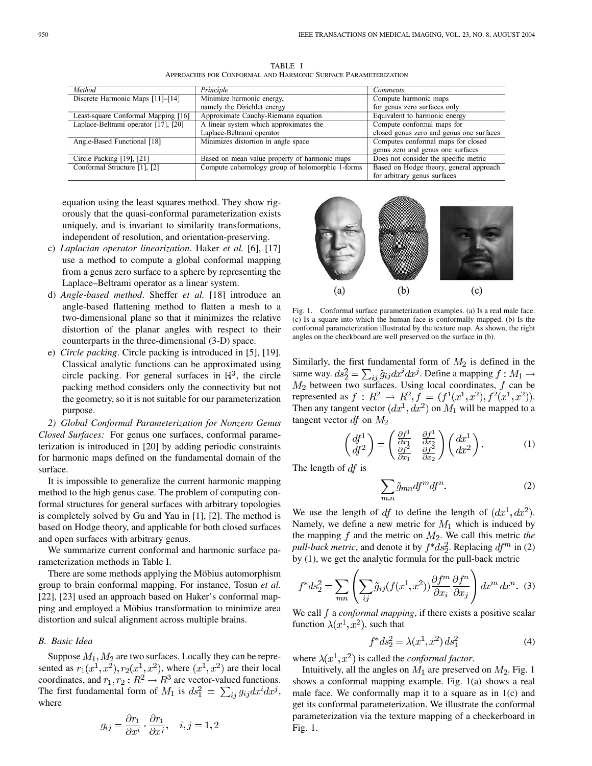TABLE I
APPROACHES FOR CONFORMAL AND HARMONIC SURFACE PARAMETERIZATION

| Method | Principle | Comments |
|---|---|---|
| Discrete Harmonic Maps [11]–[14] | Minimize harmonic energy, namely the Dirichlet energy | Compute harmonic maps for genus zero surfaces only |
| Least-square Conformal Mapping [16] | Approximate Cauchy-Riemann equation | Equivalent to harmonic energy |
| Laplace-Beltrami operator [17], [20] | A linear system which approximates the Laplace-Beltrami operator | Compute conformal maps for closed genus zero and genus one surfaces |
| Angle-Based Functional [18] | Minimizes distortion in angle space | Computes conformal maps for closed genus zero and genus one surfaces |
| Circle Packing [19], [21] | Based on mean value property of harmonic maps | Does not consider the specific metric |
| Conformal Structure [1], [2] | Compute cohomology group of holomorphic 1-forms | Based on Hodge theory, general approach for arbitrary genus surfaces |

equation using the least squares method. They show rigorously that the quasi-conformal parameterization exists uniquely, and is invariant to similarity transformations, independent of resolution, and orientation-preserving.

c) *Laplacian operator linearization*. Haker *et al.* [6], [17] use a method to compute a global conformal mapping from a genus zero surface to a sphere by representing the Laplace–Beltrami operator as a linear system.

d) *Angle-based method*. Sheffer *et al.* [18] introduce an angle-based flattening method to flatten a mesh to a two-dimensional plane so that it minimizes the relative distortion of the planar angles with respect to their counterparts in the three-dimensional (3-D) space.

e) *Circle packing*. Circle packing is introduced in [5], [19]. Classical analytic functions can be approximated using circle packing. For general surfaces in $\mathbb{R}^3$, the circle packing method considers only the connectivity but not the geometry, so it is not suitable for our parameterization purpose.

*2) Global Conformal Parameterization for Nonzero Genus Closed Surfaces:* For genus one surfaces, conformal parameterization is introduced in [20] by adding periodic constraints for harmonic maps defined on the fundamental domain of the surface.

It is impossible to generalize the current harmonic mapping method to the high genus case. The problem of computing conformal structures for general surfaces with arbitrary topologies is completely solved by Gu and Yau in [1], [2]. The method is based on Hodge theory, and applicable for both closed surfaces and open surfaces with arbitrary genus.

We summarize current conformal and harmonic surface parameterization methods in Table I.

There are some methods applying the Möbius automorphism group to brain conformal mapping. For instance, Tosun *et al.* [22], [23] used an approach based on Haker's conformal mapping and employed a Möbius transformation to minimize area distortion and sulcal alignment across multiple brains.

### B. Basic Idea

Suppose $M_1, M_2$ are two surfaces. Locally they can be represented as $r_1(x^1, x^2), r_2(x^1, x^2)$, where $(x^1, x^2)$ are their local coordinates, and $r_1, r_2 : R^2 \to R^3$ are vector-valued functions. The first fundamental form of $M_1$ is $ds_1^2 = \sum_{ij} g_{ij} dx^i dx^j$, where

$$g_{ij} = \frac{\partial r_1}{\partial x^i} \cdot \frac{\partial r_1}{\partial x^j}, \quad i,j = 1,2$$

Fig. 1. Conformal surface parameterization examples. (a) Is a real male face. (c) Is a square into which the human face is conformally mapped. (b) Is the conformal parameterization illustrated by the texture map. As shown, the right angles on the checkboard are well preserved on the surface in (b).

Similarly, the first fundamental form of $M_2$ is defined in the same way. $ds_2^2 = \sum_{ij} \tilde{g}_{ij} dx^i dx^j$. Define a mapping $f : M_1 \to M_2$ between two surfaces. Using local coordinates, $f$ can be represented as $f : R^2 \to R^2, f = (f^1(x^1, x^2), f^2(x^1, x^2))$. Then any tangent vector $(dx^1, dx^2)$ on $M_1$ will be mapped to a tangent vector $df$ on $M_2$

$$\begin{pmatrix} df^1 \\ df^2 \end{pmatrix} = \begin{pmatrix} \frac{\partial f^1}{\partial x_1} & \frac{\partial f^1}{\partial x_2} \\ \frac{\partial f^2}{\partial x_1} & \frac{\partial f^2}{\partial x_2} \end{pmatrix} \begin{pmatrix} dx^1 \\ dx^2 \end{pmatrix}. \tag{1}$$

The length of $df$ is

$$\sum_{m,n} \tilde{g}_{mn} df^m df^n. \tag{2}$$

We use the length of $df$ to define the length of $(dx^1, dx^2)$. Namely, we define a new metric for $M_1$ which is induced by the mapping $f$ and the metric on $M_2$. We call this metric *the pull-back metric*, and denote it by $f^* ds_2^2$. Replacing $df^m$ in (2) by (1), we get the analytic formula for the pull-back metric

$$f^* ds_2^2 = \sum_{mn} \left( \sum_{ij} \tilde{g}_{ij}(f(x^1, x^2)) \frac{\partial f^m}{\partial x_i} \frac{\partial f^n}{\partial x_j} \right) dx^m \, dx^n. \tag{3}$$

We call $f$ a *conformal mapping*, if there exists a positive scalar function $\lambda(x^1, x^2)$, such that

$$f^* ds_2^2 = \lambda(x^1, x^2) \, ds_1^2 \tag{4}$$

where $\lambda(x^1, x^2)$ is called the *conformal factor*.

Intuitively, all the angles on $M_1$ are preserved on $M_2$. Fig. 1 shows a conformal mapping example. Fig. 1(a) shows a real male face. We conformally map it to a square as in 1(c) and get its conformal parameterization. We illustrate the conformal parameterization via the texture mapping of a checkerboard in Fig. 1.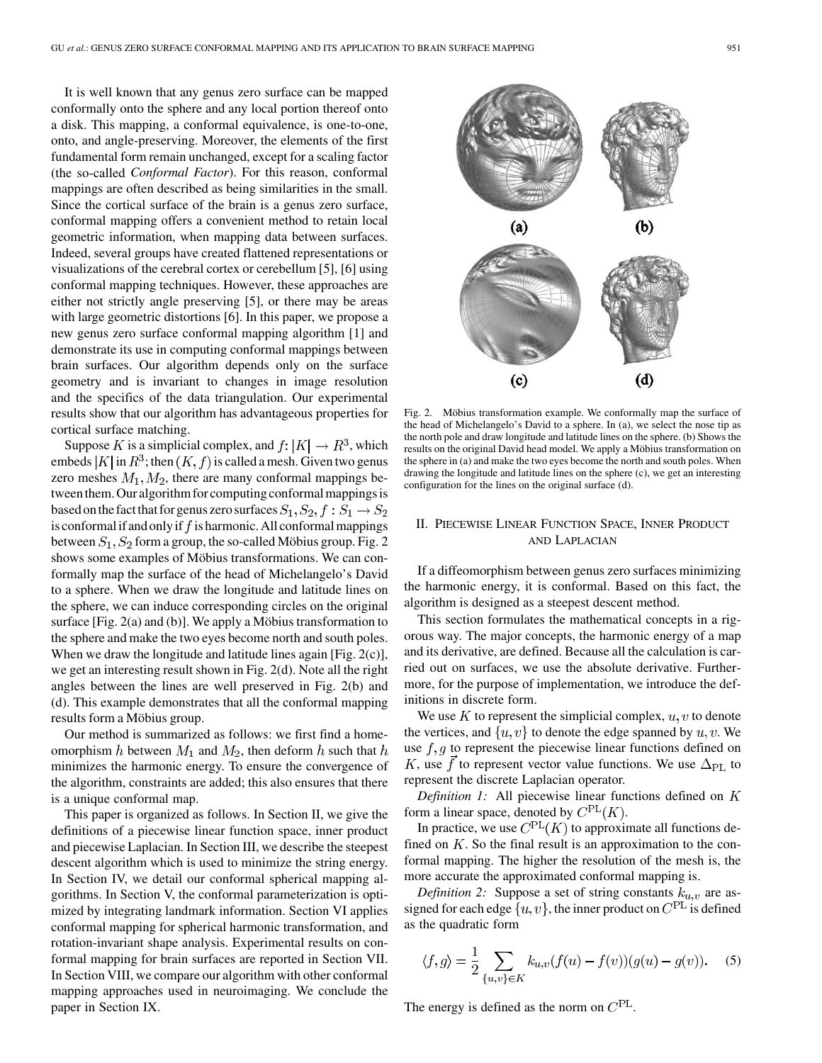It is well known that any genus zero surface can be mapped conformally onto the sphere and any local portion thereof onto a disk. This mapping, a conformal equivalence, is one-to-one, onto, and angle-preserving. Moreover, the elements of the first fundamental form remain unchanged, except for a scaling factor (the so-called *Conformal Factor*). For this reason, conformal mappings are often described as being similarities in the small. Since the cortical surface of the brain is a genus zero surface, conformal mapping offers a convenient method to retain local geometric information, when mapping data between surfaces. Indeed, several groups have created flattened representations or visualizations of the cerebral cortex or cerebellum [5], [6] using conformal mapping techniques. However, these approaches are either not strictly angle preserving [5], or there may be areas with large geometric distortions [6]. In this paper, we propose a new genus zero surface conformal mapping algorithm [1] and demonstrate its use in computing conformal mappings between brain surfaces. Our algorithm depends only on the surface geometry and is invariant to changes in image resolution and the specifics of the data triangulation. Our experimental results show that our algorithm has advantageous properties for cortical surface matching.

Suppose $K$ is a simplicial complex, and $f: |K| \rightarrow R^3$, which embeds $|K|$ in $R^3$; then $(K, f)$ is called a mesh. Given two genus zero meshes $M_1, M_2$, there are many conformal mappings between them. Our algorithm for computing conformal mappings is based on the fact that for genus zero surfaces $S_1, S_2, f: S_1 \rightarrow S_2$ is conformal if and only if $f$ is harmonic. All conformal mappings between $S_1, S_2$ form a group, the so-called Möbius group. Fig. 2 shows some examples of Möbius transformations. We can conformally map the surface of the head of Michelangelo's David to a sphere. When we draw the longitude and latitude lines on the sphere, we can induce corresponding circles on the original surface [Fig. 2(a) and (b)]. We apply a Möbius transformation to the sphere and make the two eyes become north and south poles. When we draw the longitude and latitude lines again [Fig. 2(c)], we get an interesting result shown in Fig. 2(d). Note all the right angles between the lines are well preserved in Fig. 2(b) and (d). This example demonstrates that all the conformal mapping results form a Möbius group.

Our method is summarized as follows: we first find a homeomorphism $h$ between $M_1$ and $M_2$, then deform $h$ such that $h$ minimizes the harmonic energy. To ensure the convergence of the algorithm, constraints are added; this also ensures that there is a unique conformal map.

This paper is organized as follows. In Section II, we give the definitions of a piecewise linear function space, inner product and piecewise Laplacian. In Section III, we describe the steepest descent algorithm which is used to minimize the string energy. In Section IV, we detail our conformal spherical mapping algorithms. In Section V, the conformal parameterization is optimized by integrating landmark information. Section VI applies conformal mapping for spherical harmonic transformation, and rotation-invariant shape analysis. Experimental results on conformal mapping for brain surfaces are reported in Section VII. In Section VIII, we compare our algorithm with other conformal mapping approaches used in neuroimaging. We conclude the paper in Section IX.

(a) (b) (c) (d)

Fig. 2. Möbius transformation example. We conformally map the surface of the head of Michelangelo's David to a sphere. In (a), we select the nose tip as the north pole and draw longitude and latitude lines on the sphere. (b) Shows the results on the original David head model. We apply a Möbius transformation on the sphere in (a) and make the two eyes become the north and south poles. When drawing the longitude and latitude lines on the sphere (c), we get an interesting configuration for the lines on the original surface (d).

## II. Piecewise Linear Function Space, Inner Product and Laplacian

If a diffeomorphism between genus zero surfaces minimizing the harmonic energy, it is conformal. Based on this fact, the algorithm is designed as a steepest descent method.

This section formulates the mathematical concepts in a rigorous way. The major concepts, the harmonic energy of a map and its derivative, are defined. Because all the calculation is carried out on surfaces, we use the absolute derivative. Furthermore, for the purpose of implementation, we introduce the definitions in discrete form.

We use $K$ to represent the simplicial complex, $u, v$ to denote the vertices, and $\{u, v\}$ to denote the edge spanned by $u, v$. We use $f, g$ to represent the piecewise linear functions defined on $K$, use $\vec{f}$ to represent vector value functions. We use $\Delta_{\text{PL}}$ to represent the discrete Laplacian operator.

*Definition 1:* All piecewise linear functions defined on $K$ form a linear space, denoted by $C^{\text{PL}}(K)$.

In practice, we use $C^{\text{PL}}(K)$ to approximate all functions defined on $K$. So the final result is an approximation to the conformal mapping. The higher the resolution of the mesh is, the more accurate the approximated conformal mapping is.

*Definition 2:* Suppose a set of string constants $k_{u,v}$ are assigned for each edge $\{u, v\}$, the inner product on $C^{\text{PL}}$ is defined as the quadratic form

$$\langle f, g \rangle = \frac{1}{2} \sum_{\{u,v\} \in K} k_{u,v}(f(u) - f(v))(g(u) - g(v)). \quad (5)$$

The energy is defined as the norm on $C^{\text{PL}}$.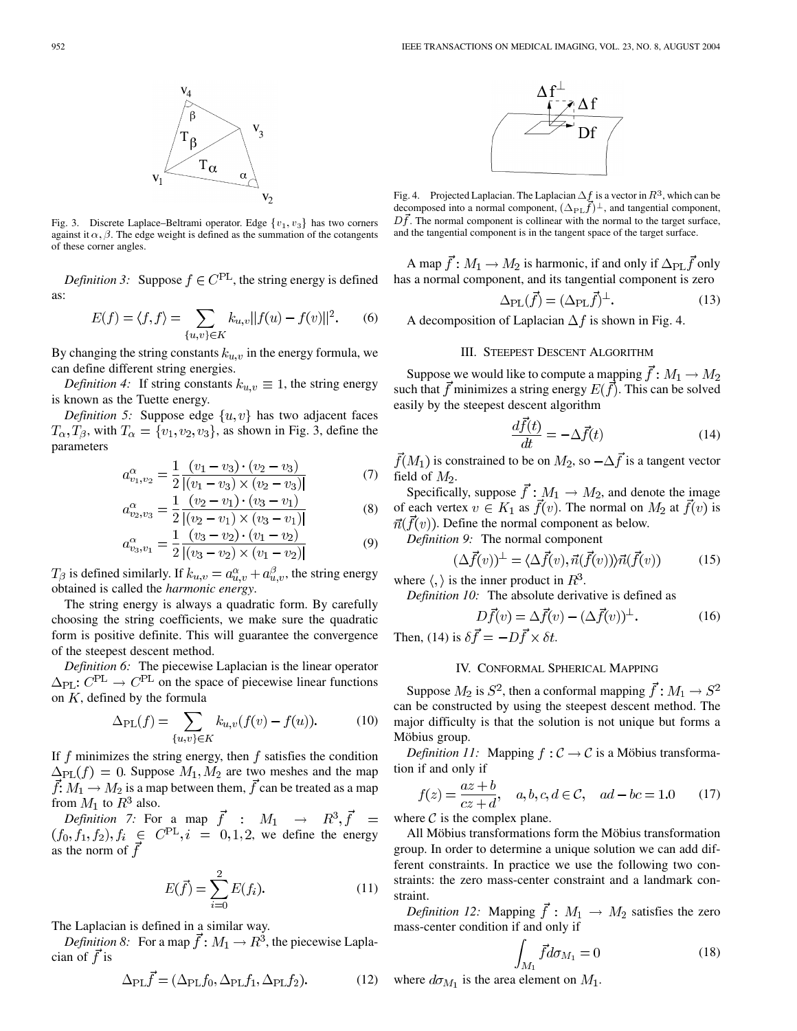Fig. 3. Discrete Laplace–Beltrami operator. Edge $\{v_1, v_3\}$ has two corners against it $\alpha, \beta$. The edge weight is defined as the summation of the cotangents of these corner angles.

*Definition 3:* Suppose $f \in C^{\mathrm{PL}}$, the string energy is defined as:

$$E(f) = \langle f, f \rangle = \sum_{\{u,v\} \in K} k_{u,v} \|f(u) - f(v)\|^2. \tag{6}$$

By changing the string constants $k_{u,v}$ in the energy formula, we can define different string energies.

*Definition 4:* If string constants $k_{u,v} \equiv 1$, the string energy is known as the Tuette energy.

*Definition 5:* Suppose edge $\{u, v\}$ has two adjacent faces $T_\alpha, T_\beta$, with $T_\alpha = \{v_1, v_2, v_3\}$, as shown in Fig. 3, define the parameters

$$a^\alpha_{v_1,v_2} = \frac{1}{2} \frac{(v_1 - v_3) \cdot (v_2 - v_3)}{|(v_1 - v_3) \times (v_2 - v_3)|} \tag{7}$$

$$a^\alpha_{v_2,v_3} = \frac{1}{2} \frac{(v_2 - v_1) \cdot (v_3 - v_1)}{|(v_2 - v_1) \times (v_3 - v_1)|} \tag{8}$$

$$a^\alpha_{v_3,v_1} = \frac{1}{2} \frac{(v_3 - v_2) \cdot (v_1 - v_2)}{|(v_3 - v_2) \times (v_1 - v_2)|} \tag{9}$$

$T_\beta$ is defined similarly. If $k_{u,v} = a^\alpha_{u,v} + a^\beta_{u,v}$, the string energy obtained is called the *harmonic energy*.

The string energy is always a quadratic form. By carefully choosing the string coefficients, we make sure the quadratic form is positive definite. This will guarantee the convergence of the steepest descent method.

*Definition 6:* The piecewise Laplacian is the linear operator $\Delta_{\mathrm{PL}}: C^{\mathrm{PL}} \to C^{\mathrm{PL}}$ on the space of piecewise linear functions on $K$, defined by the formula

$$\Delta_{\mathrm{PL}}(f) = \sum_{\{u,v\} \in K} k_{u,v} (f(v) - f(u)). \tag{10}$$

If $f$ minimizes the string energy, then $f$ satisfies the condition $\Delta_{\mathrm{PL}}(f) = 0$. Suppose $M_1, M_2$ are two meshes and the map $\vec{f}: M_1 \to M_2$ is a map between them, $\vec{f}$ can be treated as a map from $M_1$ to $R^3$ also.

*Definition 7:* For a map $\vec{f} : M_1 \to R^3, \vec{f} = (f_0, f_1, f_2), f_i \in C^{\mathrm{PL}}, i = 0, 1, 2$, we define the energy as the norm of $\vec{f}$

$$E(\vec{f}) = \sum_{i=0}^{2} E(f_i). \tag{11}$$

The Laplacian is defined in a similar way.

*Definition 8:* For a map $\vec{f}: M_1 \to R^3$, the piecewise Laplacian of $\vec{f}$ is

$$\Delta_{\mathrm{PL}} \vec{f} = (\Delta_{\mathrm{PL}} f_0, \Delta_{\mathrm{PL}} f_1, \Delta_{\mathrm{PL}} f_2). \tag{12}$$

Fig. 4. Projected Laplacian. The Laplacian $\Delta f$ is a vector in $R^3$, which can be decomposed into a normal component, $(\Delta_{\mathrm{PL}} \vec{f})^\perp$, and tangential component, $D\vec{f}$. The normal component is collinear with the normal to the target surface, and the tangential component is in the tangent space of the target surface.

A map $\vec{f}: M_1 \to M_2$ is harmonic, if and only if $\Delta_{\mathrm{PL}} \vec{f}$ only has a normal component, and its tangential component is zero

$$\Delta_{\mathrm{PL}}(\vec{f}) = (\Delta_{\mathrm{PL}} \vec{f})^\perp. \tag{13}$$

A decomposition of Laplacian $\Delta f$ is shown in Fig. 4.

## III. Steepest Descent Algorithm

Suppose we would like to compute a mapping $\vec{f}: M_1 \to M_2$ such that $\vec{f}$ minimizes a string energy $E(\vec{f})$. This can be solved easily by the steepest descent algorithm

$$\frac{d\vec{f}(t)}{dt} = -\Delta \vec{f}(t) \tag{14}$$

$\vec{f}(M_1)$ is constrained to be on $M_2$, so $-\Delta \vec{f}$ is a tangent vector field of $M_2$.

Specifically, suppose $\vec{f} : M_1 \to M_2$, and denote the image of each vertex $v \in K_1$ as $\vec{f}(v)$. The normal on $M_2$ at $\vec{f}(v)$ is $\vec{n}(\vec{f}(v))$. Define the normal component as below.

*Definition 9:* The normal component

$$(\Delta \vec{f}(v))^\perp = \langle \Delta \vec{f}(v), \vec{n}(\vec{f}(v)) \rangle \vec{n}(\vec{f}(v)) \tag{15}$$

where $\langle , \rangle$ is the inner product in $R^3$.

*Definition 10:* The absolute derivative is defined as

$$D\vec{f}(v) = \Delta \vec{f}(v) - (\Delta \vec{f}(v))^\perp. \tag{16}$$

Then, (14) is $\delta \vec{f} = -D\vec{f} \times \delta t$.

## IV. Conformal Spherical Mapping

Suppose $M_2$ is $S^2$, then a conformal mapping $\vec{f}: M_1 \to S^2$ can be constructed by using the steepest descent method. The major difficulty is that the solution is not unique but forms a Möbius group.

*Definition 11:* Mapping $f: \mathcal{C} \to \mathcal{C}$ is a Möbius transformation if and only if

$$f(z) = \frac{az + b}{cz + d}, \quad a, b, c, d \in \mathcal{C}, \quad ad - bc = 1.0 \tag{17}$$

where $\mathcal{C}$ is the complex plane.

All Möbius transformations form the Möbius transformation group. In order to determine a unique solution we can add different constraints. In practice we use the following two constraints: the zero mass-center constraint and a landmark constraint.

*Definition 12:* Mapping $\vec{f} : M_1 \to M_2$ satisfies the zero mass-center condition if and only if

$$\int_{M_1} \vec{f} d\sigma_{M_1} = 0 \tag{18}$$

where $d\sigma_{M_1}$ is the area element on $M_1$.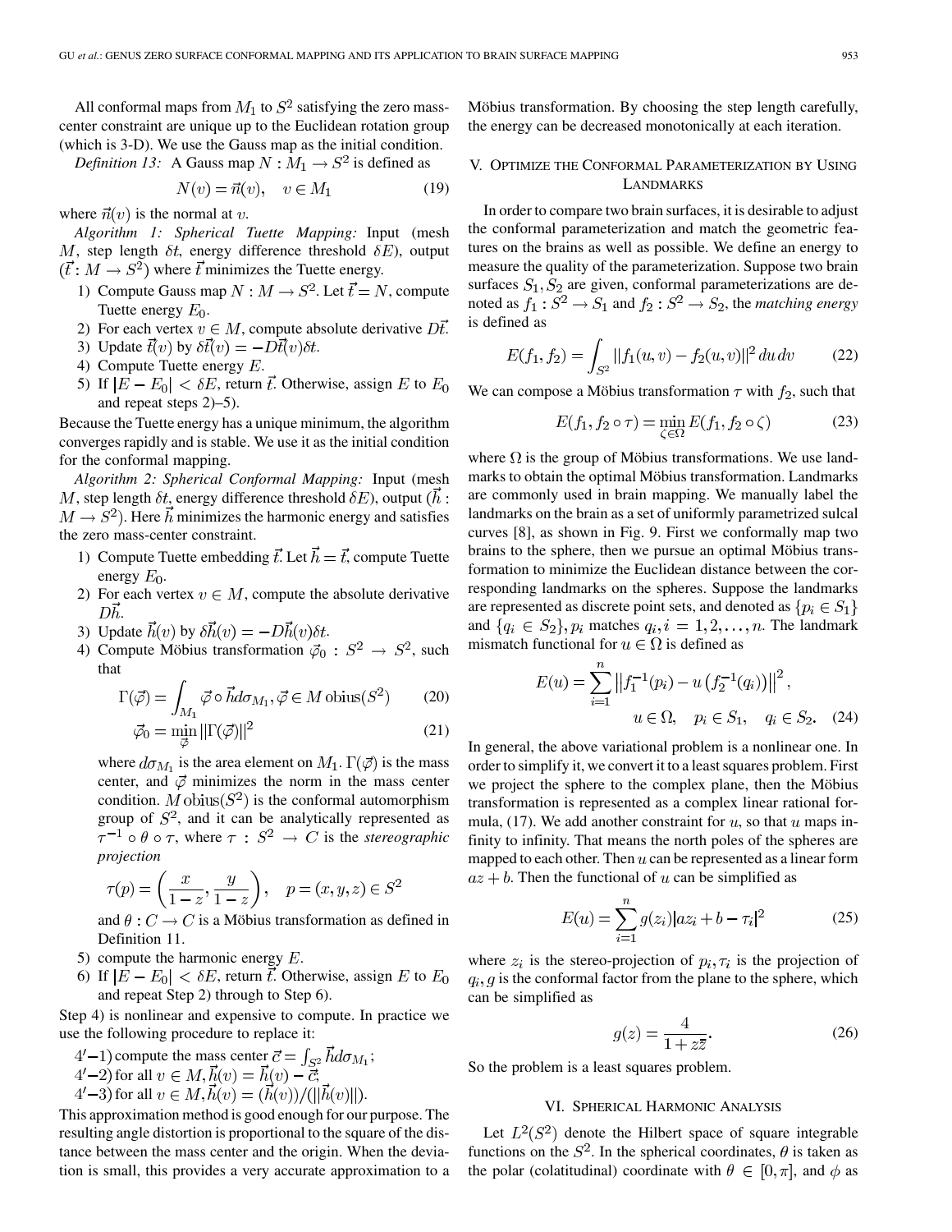All conformal maps from $M_1$ to $S^2$ satisfying the zero mass-center constraint are unique up to the Euclidean rotation group (which is 3-D). We use the Gauss map as the initial condition.

*Definition 13:* A Gauss map $N : M_1 \to S^2$ is defined as

$$N(v) = \vec{n}(v), \quad v \in M_1 \tag{19}$$

where $\vec{n}(v)$ is the normal at $v$.

*Algorithm 1: Spherical Tuette Mapping:* Input (mesh $M$, step length $\delta t$, energy difference threshold $\delta E$), output $(\vec{t} : M \to S^2)$ where $\vec{t}$ minimizes the Tuette energy.

1) Compute Gauss map $N : M \to S^2$. Let $\vec{t} = N$, compute Tuette energy $E_0$.
2) For each vertex $v \in M$, compute absolute derivative $D\vec{t}$.
3) Update $\vec{t}(v)$ by $\delta\vec{t}(v) = -D\vec{t}(v)\delta t$.
4) Compute Tuette energy $E$.
5) If $|E - E_0| < \delta E$, return $\vec{t}$. Otherwise, assign $E$ to $E_0$ and repeat steps 2)–5).

Because the Tuette energy has a unique minimum, the algorithm converges rapidly and is stable. We use it as the initial condition for the conformal mapping.

*Algorithm 2: Spherical Conformal Mapping:* Input (mesh $M$, step length $\delta t$, energy difference threshold $\delta E$), output $(\vec{h} : M \to S^2)$. Here $\vec{h}$ minimizes the harmonic energy and satisfies the zero mass-center constraint.

1) Compute Tuette embedding $\vec{t}$. Let $\vec{h} = \vec{t}$, compute Tuette energy $E_0$.
2) For each vertex $v \in M$, compute the absolute derivative $D\vec{h}$.
3) Update $\vec{h}(v)$ by $\delta\vec{h}(v) = -D\vec{h}(v)\delta t$.
4) Compute Möbius transformation $\vec{\varphi}_0 : S^2 \to S^2$, such that

$$\Gamma(\vec{\varphi}) = \int_{M_1} \vec{\varphi} \circ \vec{h} d\sigma_{M_1}, \vec{\varphi} \in M\,\text{obius}(S^2) \tag{20}$$

$$\vec{\varphi}_0 = \min_{\vec{\varphi}} \|\Gamma(\vec{\varphi})\|^2 \tag{21}$$

where $d\sigma_{M_1}$ is the area element on $M_1$. $\Gamma(\vec{\varphi})$ is the mass center, and $\vec{\varphi}$ minimizes the norm in the mass center condition. $M\,\text{obius}(S^2)$ is the conformal automorphism group of $S^2$, and it can be analytically represented as $\tau^{-1} \circ \theta \circ \tau$, where $\tau : S^2 \to C$ is the *stereographic projection*

$$\tau(p) = \left(\frac{x}{1-z}, \frac{y}{1-z}\right), \quad p = (x, y, z) \in S^2$$

and $\theta : C \to C$ is a Möbius transformation as defined in Definition 11.
5) compute the harmonic energy $E$.
6) If $|E - E_0| < \delta E$, return $\vec{t}$. Otherwise, assign $E$ to $E_0$ and repeat Step 2) through to Step 6).

Step 4) is nonlinear and expensive to compute. In practice we use the following procedure to replace it:

4′–1) compute the mass center $\vec{c} = \int_{S^2} \vec{h} d\sigma_{M_1}$;
4′–2) for all $v \in M, \vec{h}(v) = \vec{h}(v) - \vec{c}$;
4′–3) for all $v \in M, \vec{h}(v) = (\vec{h}(v))/(\|\vec{h}(v)\|)$.

This approximation method is good enough for our purpose. The resulting angle distortion is proportional to the square of the distance between the mass center and the origin. When the deviation is small, this provides a very accurate approximation to a Möbius transformation. By choosing the step length carefully, the energy can be decreased monotonically at each iteration.

## V. Optimize the Conformal Parameterization by Using Landmarks

In order to compare two brain surfaces, it is desirable to adjust the conformal parameterization and match the geometric features on the brains as well as possible. We define an energy to measure the quality of the parameterization. Suppose two brain surfaces $S_1, S_2$ are given, conformal parameterizations are denoted as $f_1 : S^2 \to S_1$ and $f_2 : S^2 \to S_2$, the *matching energy* is defined as

$$E(f_1, f_2) = \int_{S^2} \|f_1(u, v) - f_2(u, v)\|^2 \, du\, dv \tag{22}$$

We can compose a Möbius transformation $\tau$ with $f_2$, such that

$$E(f_1, f_2 \circ \tau) = \min_{\zeta \in \Omega} E(f_1, f_2 \circ \zeta) \tag{23}$$

where $\Omega$ is the group of Möbius transformations. We use landmarks to obtain the optimal Möbius transformation. Landmarks are commonly used in brain mapping. We manually label the landmarks on the brain as a set of uniformly parametrized sulcal curves [8], as shown in Fig. 9. First we conformally map two brains to the sphere, then we pursue an optimal Möbius transformation to minimize the Euclidean distance between the corresponding landmarks on the spheres. Suppose the landmarks are represented as discrete point sets, and denoted as $\{p_i \in S_1\}$ and $\{q_i \in S_2\}, p_i$ matches $q_i, i = 1, 2, \ldots, n$. The landmark mismatch functional for $u \in \Omega$ is defined as

$$E(u) = \sum_{i=1}^{n} \left\| f_1^{-1}(p_i) - u\left(f_2^{-1}(q_i)\right) \right\|^2, \qquad u \in \Omega, \quad p_i \in S_1, \quad q_i \in S_2. \tag{24}$$

In general, the above variational problem is a nonlinear one. In order to simplify it, we convert it to a least squares problem. First we project the sphere to the complex plane, then the Möbius transformation is represented as a complex linear rational formula, (17). We add another constraint for $u$, so that $u$ maps infinity to infinity. That means the north poles of the spheres are mapped to each other. Then $u$ can be represented as a linear form $az + b$. Then the functional of $u$ can be simplified as

$$E(u) = \sum_{i=1}^{n} g(z_i)|az_i + b - \tau_i|^2 \tag{25}$$

where $z_i$ is the stereo-projection of $p_i, \tau_i$ is the projection of $q_i, g$ is the conformal factor from the plane to the sphere, which can be simplified as

$$g(z) = \frac{4}{1 + z\bar{z}}. \tag{26}$$

So the problem is a least squares problem.

## VI. Spherical Harmonic Analysis

Let $L^2(S^2)$ denote the Hilbert space of square integrable functions on the $S^2$. In the spherical coordinates, $\theta$ is taken as the polar (colatitudinal) coordinate with $\theta \in [0, \pi]$, and $\phi$ as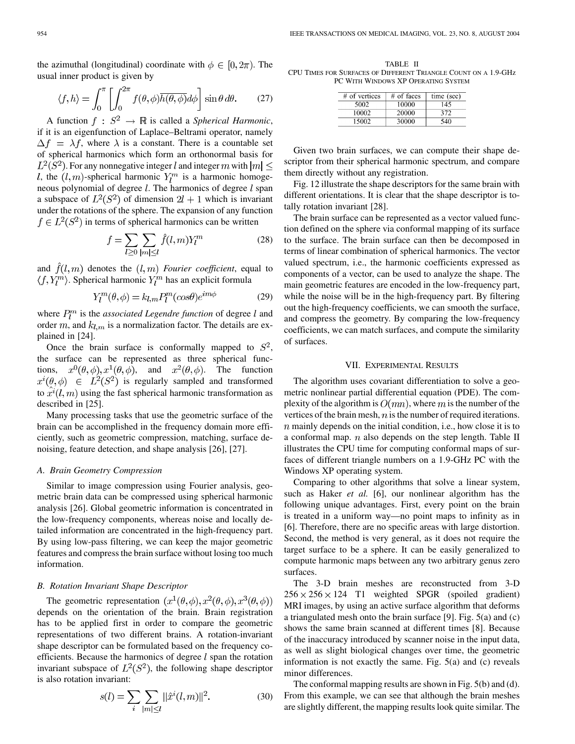the azimuthal (longitudinal) coordinate with $\phi \in [0, 2\pi)$. The usual inner product is given by

$$\langle f, h \rangle = \int_0^\pi \left[ \int_0^{2\pi} f(\theta, \phi) \overline{h(\theta, \phi)} d\phi \right] \sin\theta \, d\theta. \tag{27}$$

A function $f : S^2 \to \mathbb{R}$ is called a *Spherical Harmonic*, if it is an eigenfunction of Laplace–Beltrami operator, namely $\Delta f = \lambda f$, where $\lambda$ is a constant. There is a countable set of spherical harmonics which form an orthonormal basis for $L^2(S^2)$. For any nonnegative integer $l$ and integer $m$ with $|m| \leq l$, the $(l, m)$-spherical harmonic $Y_l^m$ is a harmonic homogeneous polynomial of degree $l$. The harmonics of degree $l$ span a subspace of $L^2(S^2)$ of dimension $2l + 1$ which is invariant under the rotations of the sphere. The expansion of any function $f \in L^2(S^2)$ in terms of spherical harmonics can be written

$$f = \sum_{l \geq 0} \sum_{|m| \leq l} \hat{f}(l, m) Y_l^m \tag{28}$$

and $\hat{f}(l, m)$ denotes the $(l, m)$ *Fourier coefficient*, equal to $\langle f, Y_l^m \rangle$. Spherical harmonic $Y_l^m$ has an explicit formula

$$Y_l^m(\theta, \phi) = k_{l,m} P_l^m(\cos\theta) e^{im\phi} \tag{29}$$

where $P_l^m$ is the *associated Legendre function* of degree $l$ and order $m$, and $k_{l,m}$ is a normalization factor. The details are explained in [24].

Once the brain surface is conformally mapped to $S^2$, the surface can be represented as three spherical functions, $x^0(\theta, \phi), x^1(\theta, \phi)$, and $x^2(\theta, \phi)$. The function $x^i(\theta, \phi) \in L^2(S^2)$ is regularly sampled and transformed to $\hat{x^i}(l, m)$ using the fast spherical harmonic transformation as described in [25].

Many processing tasks that use the geometric surface of the brain can be accomplished in the frequency domain more efficiently, such as geometric compression, matching, surface denoising, feature detection, and shape analysis [26], [27].

### A. Brain Geometry Compression

Similar to image compression using Fourier analysis, geometric brain data can be compressed using spherical harmonic analysis [26]. Global geometric information is concentrated in the low-frequency components, whereas noise and locally detailed information are concentrated in the high-frequency part. By using low-pass filtering, we can keep the major geometric features and compress the brain surface without losing too much information.

### B. Rotation Invariant Shape Descriptor

The geometric representation $(x^1(\theta, \phi), x^2(\theta, \phi), x^3(\theta, \phi))$ depends on the orientation of the brain. Brain registration has to be applied first in order to compare the geometric representations of two different brains. A rotation-invariant shape descriptor can be formulated based on the frequency coefficients. Because the harmonics of degree $l$ span the rotation invariant subspace of $L^2(S^2)$, the following shape descriptor is also rotation invariant:

$$s(l) = \sum_i \sum_{|m| \leq l} \|\hat{x}^i(l, m)\|^2. \tag{30}$$

TABLE II
CPU Times for Surfaces of Different Triangle Count on a 1.9-GHz PC With Windows XP Operating System

| # of vertices | # of faces | time (sec) |
|---|---|---|
| 5002 | 10000 | 145 |
| 10002 | 20000 | 372 |
| 15002 | 30000 | 540 |

Given two brain surfaces, we can compute their shape descriptor from their spherical harmonic spectrum, and compare them directly without any registration.

Fig. 12 illustrate the shape descriptors for the same brain with different orientations. It is clear that the shape descriptor is totally rotation invariant [28].

The brain surface can be represented as a vector valued function defined on the sphere via conformal mapping of its surface to the surface. The brain surface can then be decomposed in terms of linear combination of spherical harmonics. The vector valued spectrum, i.e., the harmonic coefficients expressed as components of a vector, can be used to analyze the shape. The main geometric features are encoded in the low-frequency part, while the noise will be in the high-frequency part. By filtering out the high-frequency coefficients, we can smooth the surface, and compress the geometry. By comparing the low-frequency coefficients, we can match surfaces, and compute the similarity of surfaces.

## VII. Experimental Results

The algorithm uses covariant differentiation to solve a geometric nonlinear partial differential equation (PDE). The complexity of the algorithm is $O(mn)$, where $m$ is the number of the vertices of the brain mesh, $n$ is the number of required iterations. $n$ mainly depends on the initial condition, i.e., how close it is to a conformal map. $n$ also depends on the step length. Table II illustrates the CPU time for computing conformal maps of surfaces of different triangle numbers on a 1.9-GHz PC with the Windows XP operating system.

Comparing to other algorithms that solve a linear system, such as Haker *et al.* [6], our nonlinear algorithm has the following unique advantages. First, every point on the brain is treated in a uniform way—no point maps to infinity as in [6]. Therefore, there are no specific areas with large distortion. Second, the method is very general, as it does not require the target surface to be a sphere. It can be easily generalized to compute harmonic maps between any two arbitrary genus zero surfaces.

The 3-D brain meshes are reconstructed from 3-D $256 \times 256 \times 124$ T1 weighted SPGR (spoiled gradient) MRI images, by using an active surface algorithm that deforms a triangulated mesh onto the brain surface [9]. Fig. 5(a) and (c) shows the same brain scanned at different times [8]. Because of the inaccuracy introduced by scanner noise in the input data, as well as slight biological changes over time, the geometric information is not exactly the same. Fig. 5(a) and (c) reveals minor differences.

The conformal mapping results are shown in Fig. 5(b) and (d). From this example, we can see that although the brain meshes are slightly different, the mapping results look quite similar. The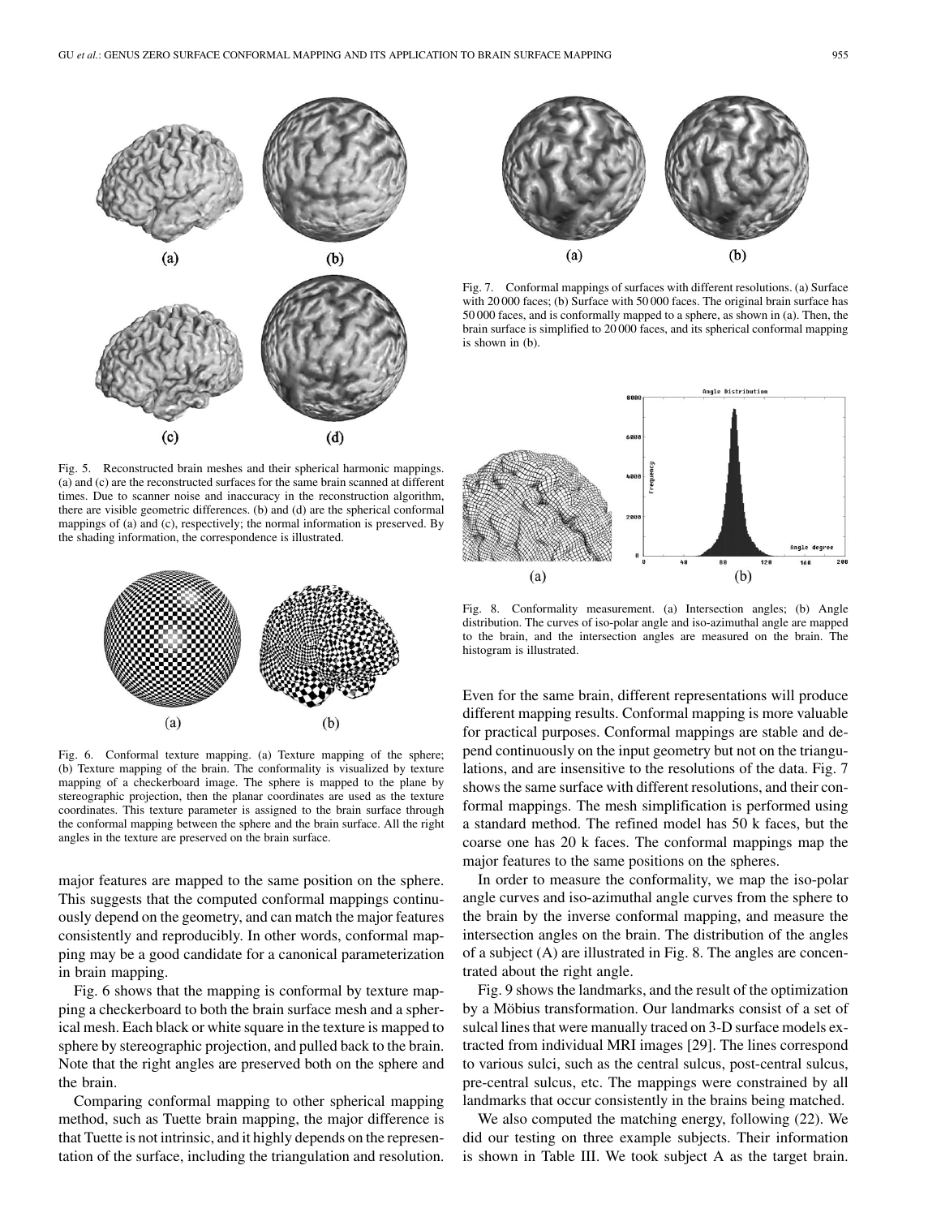Fig. 5. Reconstructed brain meshes and their spherical harmonic mappings. (a) and (c) are the reconstructed surfaces for the same brain scanned at different times. Due to scanner noise and inaccuracy in the reconstruction algorithm, there are visible geometric differences. (b) and (d) are the spherical conformal mappings of (a) and (c), respectively; the normal information is preserved. By the shading information, the correspondence is illustrated.

Fig. 6. Conformal texture mapping. (a) Texture mapping of the sphere; (b) Texture mapping of the brain. The conformality is visualized by texture mapping of a checkerboard image. The sphere is mapped to the plane by stereographic projection, then the planar coordinates are used as the texture coordinates. This texture parameter is assigned to the brain surface through the conformal mapping between the sphere and the brain surface. All the right angles in the texture are preserved on the brain surface.

major features are mapped to the same position on the sphere. This suggests that the computed conformal mappings continuously depend on the geometry, and can match the major features consistently and reproducibly. In other words, conformal mapping may be a good candidate for a canonical parameterization in brain mapping.

Fig. 6 shows that the mapping is conformal by texture mapping a checkerboard to both the brain surface mesh and a spherical mesh. Each black or white square in the texture is mapped to sphere by stereographic projection, and pulled back to the brain. Note that the right angles are preserved both on the sphere and the brain.

Comparing conformal mapping to other spherical mapping method, such as Tuette brain mapping, the major difference is that Tuette is not intrinsic, and it highly depends on the representation of the surface, including the triangulation and resolution.

Fig. 7. Conformal mappings of surfaces with different resolutions. (a) Surface with 20 000 faces; (b) Surface with 50 000 faces. The original brain surface has 50 000 faces, and is conformally mapped to a sphere, as shown in (a). Then, the brain surface is simplified to 20 000 faces, and its spherical conformal mapping is shown in (b).

Fig. 8. Conformality measurement. (a) Intersection angles; (b) Angle distribution. The curves of iso-polar angle and iso-azimuthal angle are mapped to the brain, and the intersection angles are measured on the brain. The histogram is illustrated.

Even for the same brain, different representations will produce different mapping results. Conformal mapping is more valuable for practical purposes. Conformal mappings are stable and depend continuously on the input geometry but not on the triangulations, and are insensitive to the resolutions of the data. Fig. 7 shows the same surface with different resolutions, and their conformal mappings. The mesh simplification is performed using a standard method. The refined model has 50 k faces, but the coarse one has 20 k faces. The conformal mappings map the major features to the same positions on the spheres.

In order to measure the conformality, we map the iso-polar angle curves and iso-azimuthal angle curves from the sphere to the brain by the inverse conformal mapping, and measure the intersection angles on the brain. The distribution of the angles of a subject (A) are illustrated in Fig. 8. The angles are concentrated about the right angle.

Fig. 9 shows the landmarks, and the result of the optimization by a Möbius transformation. Our landmarks consist of a set of sulcal lines that were manually traced on 3-D surface models extracted from individual MRI images [29]. The lines correspond to various sulci, such as the central sulcus, post-central sulcus, pre-central sulcus, etc. The mappings were constrained by all landmarks that occur consistently in the brains being matched.

We also computed the matching energy, following (22). We did our testing on three example subjects. Their information is shown in Table III. We took subject A as the target brain.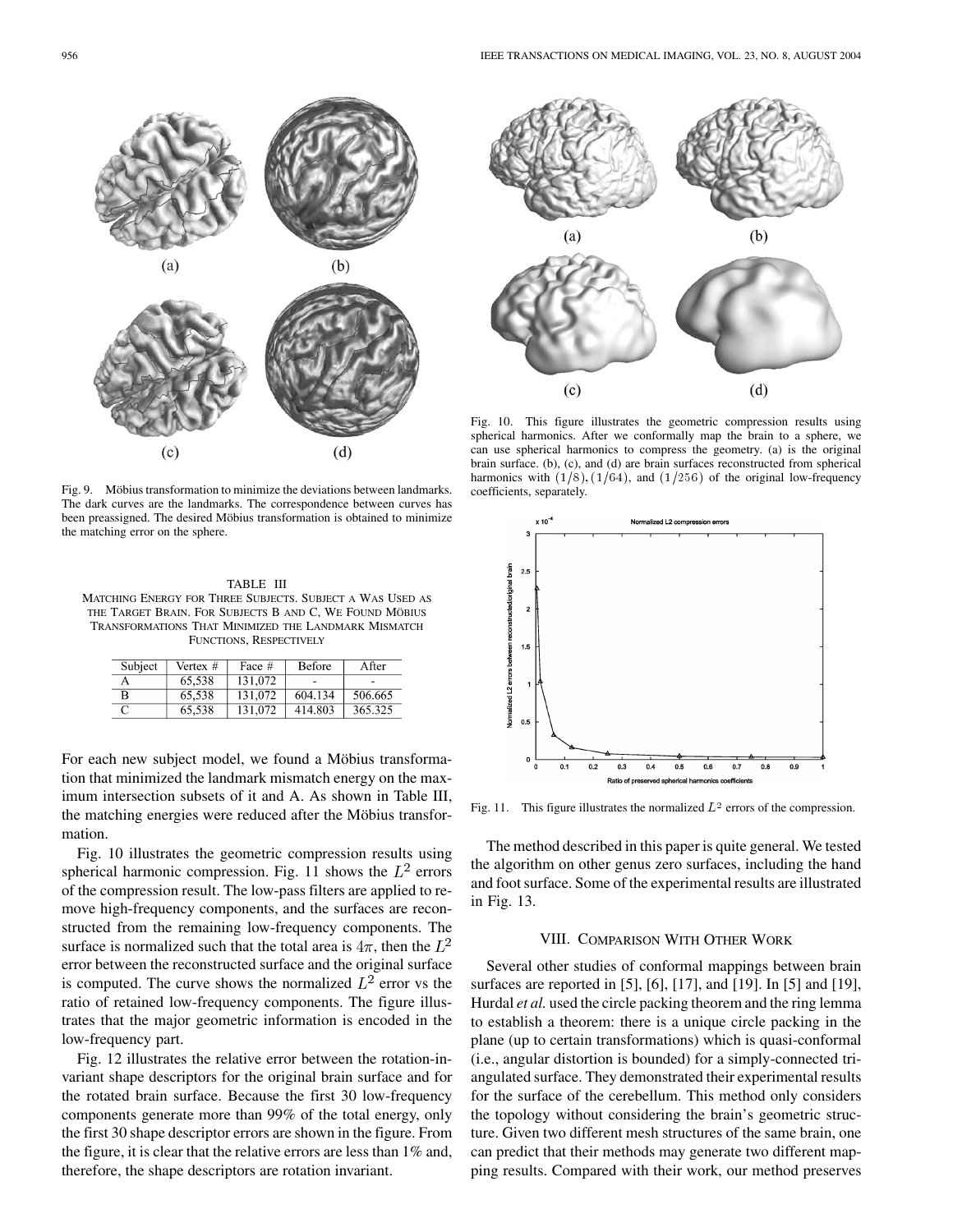Fig. 9. Möbius transformation to minimize the deviations between landmarks. The dark curves are the landmarks. The correspondence between curves has been preassigned. The desired Möbius transformation is obtained to minimize the matching error on the sphere.

TABLE III
MATCHING ENERGY FOR THREE SUBJECTS. SUBJECT A WAS USED AS THE TARGET BRAIN. FOR SUBJECTS B AND C, WE FOUND MÖBIUS TRANSFORMATIONS THAT MINIMIZED THE LANDMARK MISMATCH FUNCTIONS, RESPECTIVELY

| Subject | Vertex # | Face # | Before | After |
|---|---|---|---|---|
| A | 65,538 | 131,072 | - | - |
| B | 65,538 | 131,072 | 604.134 | 506.665 |
| C | 65,538 | 131,072 | 414.803 | 365.325 |

For each new subject model, we found a Möbius transformation that minimized the landmark mismatch energy on the maximum intersection subsets of it and A. As shown in Table III, the matching energies were reduced after the Möbius transformation.

Fig. 10 illustrates the geometric compression results using spherical harmonic compression. Fig. 11 shows the $L^2$ errors of the compression result. The low-pass filters are applied to remove high-frequency components, and the surfaces are reconstructed from the remaining low-frequency components. The surface is normalized such that the total area is $4\pi$, then the $L^2$ error between the reconstructed surface and the original surface is computed. The curve shows the normalized $L^2$ error vs the ratio of retained low-frequency components. The figure illustrates that the major geometric information is encoded in the low-frequency part.

Fig. 12 illustrates the relative error between the rotation-invariant shape descriptors for the original brain surface and for the rotated brain surface. Because the first 30 low-frequency components generate more than 99% of the total energy, only the first 30 shape descriptor errors are shown in the figure. From the figure, it is clear that the relative errors are less than 1% and, therefore, the shape descriptors are rotation invariant.

Fig. 10. This figure illustrates the geometric compression results using spherical harmonics. After we conformally map the brain to a sphere, we can use spherical harmonics to compress the geometry. (a) is the original brain surface. (b), (c), and (d) are brain surfaces reconstructed from spherical harmonics with $(1/8)$, $(1/64)$, and $(1/256)$ of the original low-frequency coefficients, separately.

Fig. 11. This figure illustrates the normalized $L^2$ errors of the compression.

The method described in this paper is quite general. We tested the algorithm on other genus zero surfaces, including the hand and foot surface. Some of the experimental results are illustrated in Fig. 13.

## VIII. COMPARISON WITH OTHER WORK

Several other studies of conformal mappings between brain surfaces are reported in [5], [6], [17], and [19]. In [5] and [19], Hurdal *et al.* used the circle packing theorem and the ring lemma to establish a theorem: there is a unique circle packing in the plane (up to certain transformations) which is quasi-conformal (i.e., angular distortion is bounded) for a simply-connected triangulated surface. They demonstrated their experimental results for the surface of the cerebellum. This method only considers the topology without considering the brain's geometric structure. Given two different mesh structures of the same brain, one can predict that their methods may generate two different mapping results. Compared with their work, our method preserves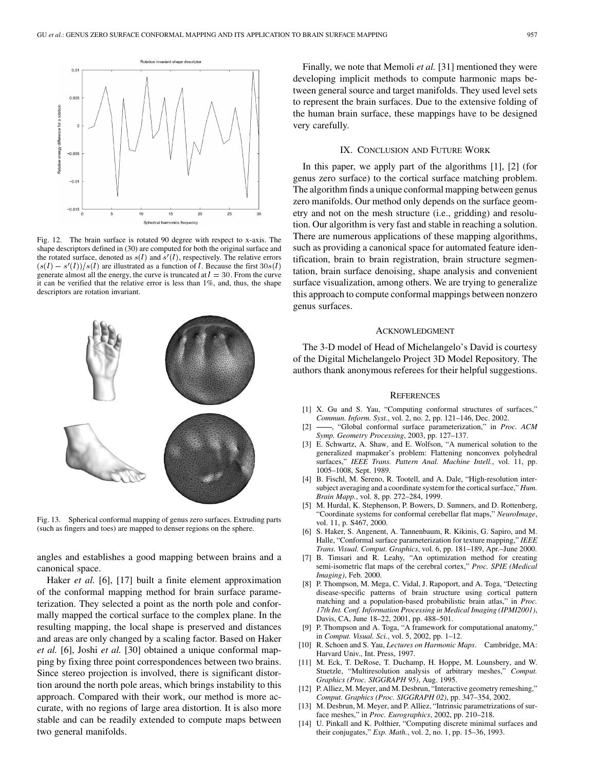Fig. 12. The brain surface is rotated 90 degree with respect to x-axis. The shape descriptors defined in (30) are computed for both the original surface and the rotated surface, denoted as $s(l)$ and $s'(l)$, respectively. The relative errors $(s(l) - s'(l))/s(l)$ are illustrated as a function of $l$. Because the first $30 s(l)$ generate almost all the energy, the curve is truncated at $l = 30$. From the curve it can be verified that the relative error is less than 1%, and, thus, the shape descriptors are rotation invariant.

Fig. 13. Spherical conformal mapping of genus zero surfaces. Extruding parts (such as fingers and toes) are mapped to denser regions on the sphere.

angles and establishes a good mapping between brains and a canonical space.

Haker *et al.* [6], [17] built a finite element approximation of the conformal mapping method for brain surface parameterization. They selected a point as the north pole and conformally mapped the cortical surface to the complex plane. In the resulting mapping, the local shape is preserved and distances and areas are only changed by a scaling factor. Based on Haker *et al.* [6], Joshi *et al.* [30] obtained a unique conformal mapping by fixing three point correspondences between two brains. Since stereo projection is involved, there is significant distortion around the north pole areas, which brings instability to this approach. Compared with their work, our method is more accurate, with no regions of large area distortion. It is also more stable and can be readily extended to compute maps between two general manifolds.

Finally, we note that Memoli *et al.* [31] mentioned they were developing implicit methods to compute harmonic maps between general source and target manifolds. They used level sets to represent the brain surfaces. Due to the extensive folding of the human brain surface, these mappings have to be designed very carefully.

## IX. Conclusion and Future Work

In this paper, we apply part of the algorithms [1], [2] (for genus zero surface) to the cortical surface matching problem. The algorithm finds a unique conformal mapping between genus zero manifolds. Our method only depends on the surface geometry and not on the mesh structure (i.e., gridding) and resolution. Our algorithm is very fast and stable in reaching a solution. There are numerous applications of these mapping algorithms, such as providing a canonical space for automated feature identification, brain to brain registration, brain structure segmentation, brain surface denoising, shape analysis and convenient surface visualization, among others. We are trying to generalize this approach to compute conformal mappings between nonzero genus surfaces.

## Acknowledgment

The 3-D model of Head of Michelangelo's David is courtesy of the Digital Michelangelo Project 3D Model Repository. The authors thank anonymous referees for their helpful suggestions.

## References

[1] X. Gu and S. Yau, "Computing conformal structures of surfaces," *Commun. Inform. Syst.*, vol. 2, no. 2, pp. 121–146, Dec. 2002.

[2] ——, "Global conformal surface parameterization," in *Proc. ACM Symp. Geometry Processing*, 2003, pp. 127–137.

[3] E. Schwartz, A. Shaw, and E. Wolfson, "A numerical solution to the generalized mapmaker's problem: Flattening nonconvex polyhedral surfaces," *IEEE Trans. Pattern Anal. Machine Intell.*, vol. 11, pp. 1005–1008, Sept. 1989.

[4] B. Fischl, M. Sereno, R. Tootell, and A. Dale, "High-resolution intersubject averaging and a coordinate system for the cortical surface," *Hum. Brain Mapp.*, vol. 8, pp. 272–284, 1999.

[5] M. Hurdal, K. Stephenson, P. Bowers, D. Sumners, and D. Rottenberg, "Coordinate systems for conformal cerebellar flat maps," *NeuroImage*, vol. 11, p. S467, 2000.

[6] S. Haker, S. Angenent, A. Tannenbaum, R. Kikinis, G. Sapiro, and M. Halle, "Conformal surface parameterization for texture mapping," *IEEE Trans. Visual. Comput. Graphics*, vol. 6, pp. 181–189, Apr.–June 2000.

[7] B. Timsari and R. Leahy, "An optimization method for creating semi-isometric flat maps of the cerebral cortex," *Proc. SPIE (Medical Imaging)*, Feb. 2000.

[8] P. Thompson, M. Mega, C. Vidal, J. Rapoport, and A. Toga, "Detecting disease-specific patterns of brain structure using cortical pattern matching and a population-based probabilistic brain atlas," in *Proc. 17th Int. Conf. Information Processing in Medical Imaging (IPMI2001)*, Davis, CA, June 18–22, 2001, pp. 488–501.

[9] P. Thompson and A. Toga, "A framework for computational anatomy," in *Comput. Visual. Sci.*, vol. 5, 2002, pp. 1–12.

[10] R. Schoen and S. Yau, *Lectures on Harmonic Maps*. Cambridge, MA: Harvard Univ., Int. Press, 1997.

[11] M. Eck, T. DeRose, T. Duchamp, H. Hoppe, M. Lounsbery, and W. Stuetzle, "Multiresolution analysis of arbitrary meshes," *Comput. Graphics (Proc. SIGGRAPH 95)*, Aug. 1995.

[12] P. Alliez, M. Meyer, and M. Desbrun, "Interactive geometry remeshing," *Comput. Graphics (Proc. SIGGRAPH 02)*, pp. 347–354, 2002.

[13] M. Desbrun, M. Meyer, and P. Alliez, "Intrinsic parametrizations of surface meshes," in *Proc. Eurographics*, 2002, pp. 210–218.

[14] U. Pinkall and K. Polthier, "Computing discrete minimal surfaces and their conjugates," *Exp. Math.*, vol. 2, no. 1, pp. 15–36, 1993.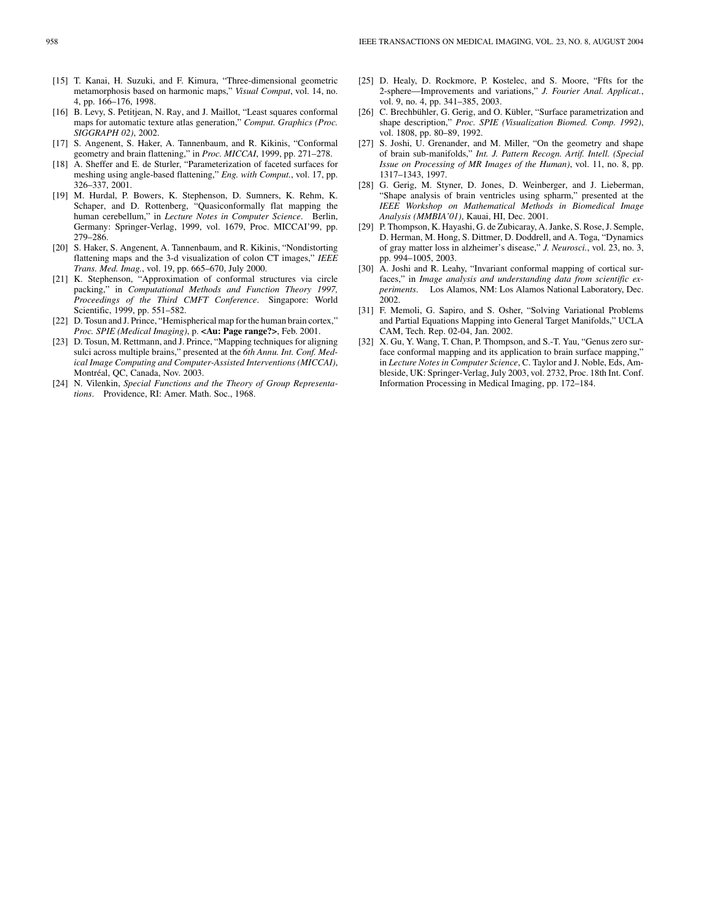[15] T. Kanai, H. Suzuki, and F. Kimura, "Three-dimensional geometric metamorphosis based on harmonic maps," *Visual Comput*, vol. 14, no. 4, pp. 166–176, 1998.

[16] B. Levy, S. Petitjean, N. Ray, and J. Maillot, "Least squares conformal maps for automatic texture atlas generation," *Comput. Graphics (Proc. SIGGRAPH 02)*, 2002.

[17] S. Angenent, S. Haker, A. Tannenbaum, and R. Kikinis, "Conformal geometry and brain flattening," in *Proc. MICCAI*, 1999, pp. 271–278.

[18] A. Sheffer and E. de Sturler, "Parameterization of faceted surfaces for meshing using angle-based flattening," *Eng. with Comput.*, vol. 17, pp. 326–337, 2001.

[19] M. Hurdal, P. Bowers, K. Stephenson, D. Sumners, K. Rehm, K. Schaper, and D. Rottenberg, "Quasiconformally flat mapping the human cerebellum," in *Lecture Notes in Computer Science*. Berlin, Germany: Springer-Verlag, 1999, vol. 1679, Proc. MICCAI'99, pp. 279–286.

[20] S. Haker, S. Angenent, A. Tannenbaum, and R. Kikinis, "Nondistorting flattening maps and the 3-d visualization of colon CT images," *IEEE Trans. Med. Imag.*, vol. 19, pp. 665–670, July 2000.

[21] K. Stephenson, "Approximation of conformal structures via circle packing," in *Computational Methods and Function Theory 1997, Proceedings of the Third CMFT Conference*. Singapore: World Scientific, 1999, pp. 551–582.

[22] D. Tosun and J. Prince, "Hemispherical map for the human brain cortex," *Proc. SPIE (Medical Imaging)*, p. **<Au: Page range?>**, Feb. 2001.

[23] D. Tosun, M. Rettmann, and J. Prince, "Mapping techniques for aligning sulci across multiple brains," presented at the *6th Annu. Int. Conf. Medical Image Computing and Computer-Assisted Interventions (MICCAI)*, Montréal, QC, Canada, Nov. 2003.

[24] N. Vilenkin, *Special Functions and the Theory of Group Representations*. Providence, RI: Amer. Math. Soc., 1968.

[25] D. Healy, D. Rockmore, P. Kostelec, and S. Moore, "Ffts for the 2-sphere—Improvements and variations," *J. Fourier Anal. Applicat.*, vol. 9, no. 4, pp. 341–385, 2003.

[26] C. Brechbühler, G. Gerig, and O. Kübler, "Surface parametrization and shape description," *Proc. SPIE (Visualization Biomed. Comp. 1992)*, vol. 1808, pp. 80–89, 1992.

[27] S. Joshi, U. Grenander, and M. Miller, "On the geometry and shape of brain sub-manifolds," *Int. J. Pattern Recogn. Artif. Intell. (Special Issue on Processing of MR Images of the Human)*, vol. 11, no. 8, pp. 1317–1343, 1997.

[28] G. Gerig, M. Styner, D. Jones, D. Weinberger, and J. Lieberman, "Shape analysis of brain ventricles using spharm," presented at the *IEEE Workshop on Mathematical Methods in Biomedical Image Analysis (MMBIA'01)*, Kauai, HI, Dec. 2001.

[29] P. Thompson, K. Hayashi, G. de Zubicaray, A. Janke, S. Rose, J. Semple, D. Herman, M. Hong, S. Dittmer, D. Doddrell, and A. Toga, "Dynamics of gray matter loss in alzheimer's disease," *J. Neurosci.*, vol. 23, no. 3, pp. 994–1005, 2003.

[30] A. Joshi and R. Leahy, "Invariant conformal mapping of cortical surfaces," in *Image analysis and understanding data from scientific experiments*. Los Alamos, NM: Los Alamos National Laboratory, Dec. 2002.

[31] F. Memoli, G. Sapiro, and S. Osher, "Solving Variational Problems and Partial Equations Mapping into General Target Manifolds," UCLA CAM, Tech. Rep. 02-04, Jan. 2002.

[32] X. Gu, Y. Wang, T. Chan, P. Thompson, and S.-T. Yau, "Genus zero surface conformal mapping and its application to brain surface mapping," in *Lecture Notes in Computer Science*, C. Taylor and J. Noble, Eds, Ambleside, UK: Springer-Verlag, July 2003, vol. 2732, Proc. 18th Int. Conf. Information Processing in Medical Imaging, pp. 172–184.